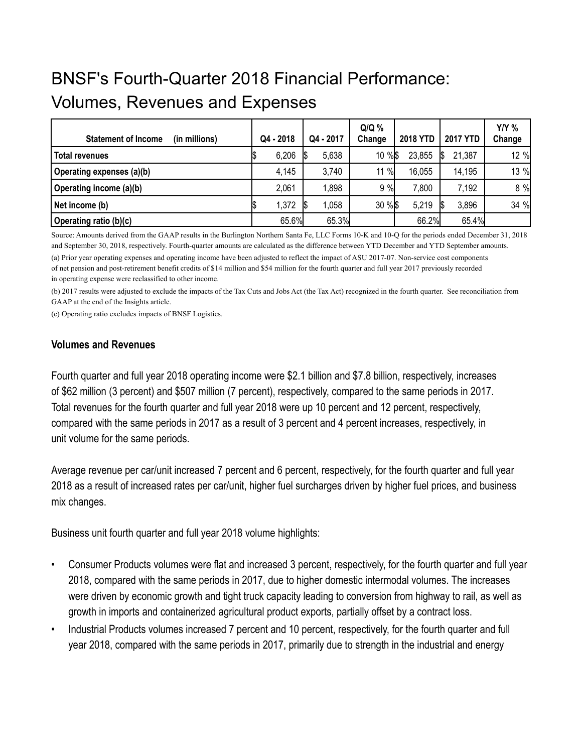# BNSF's Fourth-Quarter 2018 Financial Performance: Volumes, Revenues and Expenses

| Statement of Income (in millions) | Q4 - 2018 | Q4 - 2017 | Q/Q % Change | 2018 YTD | 2017 YTD | Y/Y % Change |
|---|---|---|---|---|---|---|
| **Total revenues** | $ 6,206 | $ 5,638 | 10 % | $ 23,855 | $ 21,387 | 12 % |
| **Operating expenses (a)(b)** | 4,145 | 3,740 | 11 % | 16,055 | 14,195 | 13 % |
| **Operating income (a)(b)** | 2,061 | 1,898 | 9 % | 7,800 | 7,192 | 8 % |
| **Net income (b)** | $ 1,372 | $ 1,058 | 30 % | $ 5,219 | $ 3,896 | 34 % |
| **Operating ratio (b)(c)** | 65.6% | 65.3% | | 66.2% | 65.4% | |

Source: Amounts derived from the GAAP results in the Burlington Northern Santa Fe, LLC Forms 10-K and 10-Q for the periods ended December 31, 2018 and September 30, 2018, respectively. Fourth-quarter amounts are calculated as the difference between YTD December and YTD September amounts.

(a) Prior year operating expenses and operating income have been adjusted to reflect the impact of ASU 2017-07. Non-service cost components of net pension and post-retirement benefit credits of $14 million and $54 million for the fourth quarter and full year 2017 previously recorded in operating expense were reclassified to other income.

(b) 2017 results were adjusted to exclude the impacts of the Tax Cuts and Jobs Act (the Tax Act) recognized in the fourth quarter. See reconciliation from GAAP at the end of the Insights article.

(c) Operating ratio excludes impacts of BNSF Logistics.

### Volumes and Revenues

Fourth quarter and full year 2018 operating income were $2.1 billion and $7.8 billion, respectively, increases of $62 million (3 percent) and $507 million (7 percent), respectively, compared to the same periods in 2017. Total revenues for the fourth quarter and full year 2018 were up 10 percent and 12 percent, respectively, compared with the same periods in 2017 as a result of 3 percent and 4 percent increases, respectively, in unit volume for the same periods.

Average revenue per car/unit increased 7 percent and 6 percent, respectively, for the fourth quarter and full year 2018 as a result of increased rates per car/unit, higher fuel surcharges driven by higher fuel prices, and business mix changes.

Business unit fourth quarter and full year 2018 volume highlights:

- Consumer Products volumes were flat and increased 3 percent, respectively, for the fourth quarter and full year 2018, compared with the same periods in 2017, due to higher domestic intermodal volumes. The increases were driven by economic growth and tight truck capacity leading to conversion from highway to rail, as well as growth in imports and containerized agricultural product exports, partially offset by a contract loss.
- Industrial Products volumes increased 7 percent and 10 percent, respectively, for the fourth quarter and full year 2018, compared with the same periods in 2017, primarily due to strength in the industrial and energy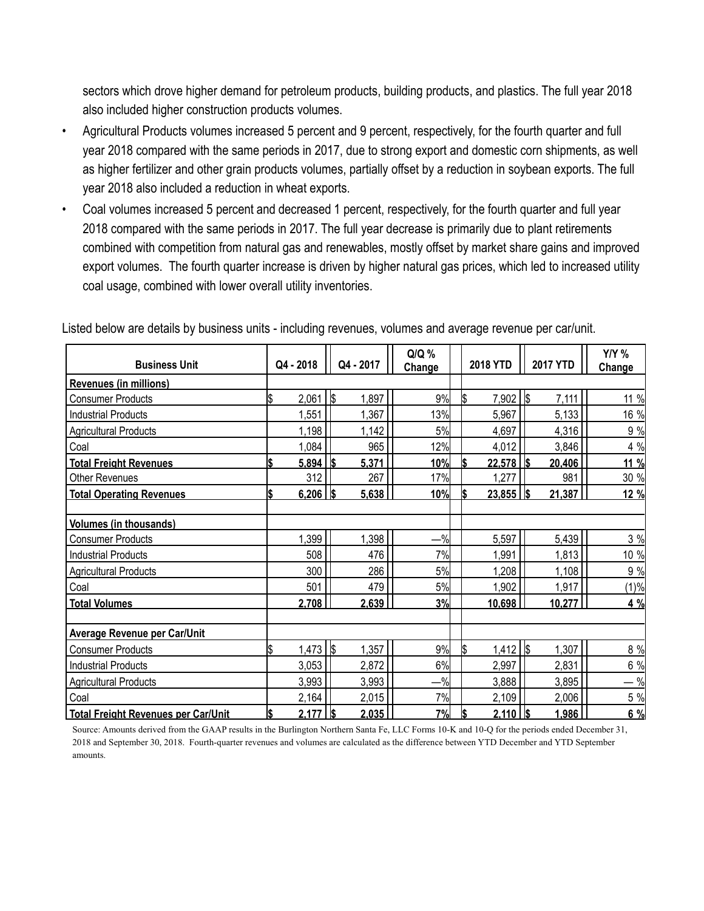sectors which drove higher demand for petroleum products, building products, and plastics. The full year 2018 also included higher construction products volumes.

- Agricultural Products volumes increased 5 percent and 9 percent, respectively, for the fourth quarter and full year 2018 compared with the same periods in 2017, due to strong export and domestic corn shipments, as well as higher fertilizer and other grain products volumes, partially offset by a reduction in soybean exports. The full year 2018 also included a reduction in wheat exports.
- Coal volumes increased 5 percent and decreased 1 percent, respectively, for the fourth quarter and full year 2018 compared with the same periods in 2017. The full year decrease is primarily due to plant retirements combined with competition from natural gas and renewables, mostly offset by market share gains and improved export volumes. The fourth quarter increase is driven by higher natural gas prices, which led to increased utility coal usage, combined with lower overall utility inventories.

Listed below are details by business units - including revenues, volumes and average revenue per car/unit.

| Business Unit | Q4 - 2018 | Q4 - 2017 | Q/Q % Change | 2018 YTD | 2017 YTD | Y/Y % Change |
|---|---|---|---|---|---|---|
| **Revenues (in millions)** | | | | | | |
| Consumer Products | $ 2,061 | $ 1,897 | 9% | $ 7,902 | $ 7,111 | 11 % |
| Industrial Products | 1,551 | 1,367 | 13% | 5,967 | 5,133 | 16 % |
| Agricultural Products | 1,198 | 1,142 | 5% | 4,697 | 4,316 | 9 % |
| Coal | 1,084 | 965 | 12% | 4,012 | 3,846 | 4 % |
| **Total Freight Revenues** | **$ 5,894** | **$ 5,371** | **10%** | **$ 22,578** | **$ 20,406** | **11 %** |
| Other Revenues | 312 | 267 | 17% | 1,277 | 981 | 30 % |
| **Total Operating Revenues** | **$ 6,206** | **$ 5,638** | **10%** | **$ 23,855** | **$ 21,387** | **12 %** |
| | | | | | | |
| **Volumes (in thousands)** | | | | | | |
| Consumer Products | 1,399 | 1,398 | —% | 5,597 | 5,439 | 3 % |
| Industrial Products | 508 | 476 | 7% | 1,991 | 1,813 | 10 % |
| Agricultural Products | 300 | 286 | 5% | 1,208 | 1,108 | 9 % |
| Coal | 501 | 479 | 5% | 1,902 | 1,917 | (1)% |
| **Total Volumes** | **2,708** | **2,639** | **3%** | **10,698** | **10,277** | **4 %** |
| | | | | | | |
| **Average Revenue per Car/Unit** | | | | | | |
| Consumer Products | $ 1,473 | $ 1,357 | 9% | $ 1,412 | $ 1,307 | 8 % |
| Industrial Products | 3,053 | 2,872 | 6% | 2,997 | 2,831 | 6 % |
| Agricultural Products | 3,993 | 3,993 | —% | 3,888 | 3,895 | — % |
| Coal | 2,164 | 2,015 | 7% | 2,109 | 2,006 | 5 % |
| **Total Freight Revenues per Car/Unit** | **$ 2,177** | **$ 2,035** | **7%** | **$ 2,110** | **$ 1,986** | **6 %** |

Source: Amounts derived from the GAAP results in the Burlington Northern Santa Fe, LLC Forms 10-K and 10-Q for the periods ended December 31, 2018 and September 30, 2018. Fourth-quarter revenues and volumes are calculated as the difference between YTD December and YTD September amounts.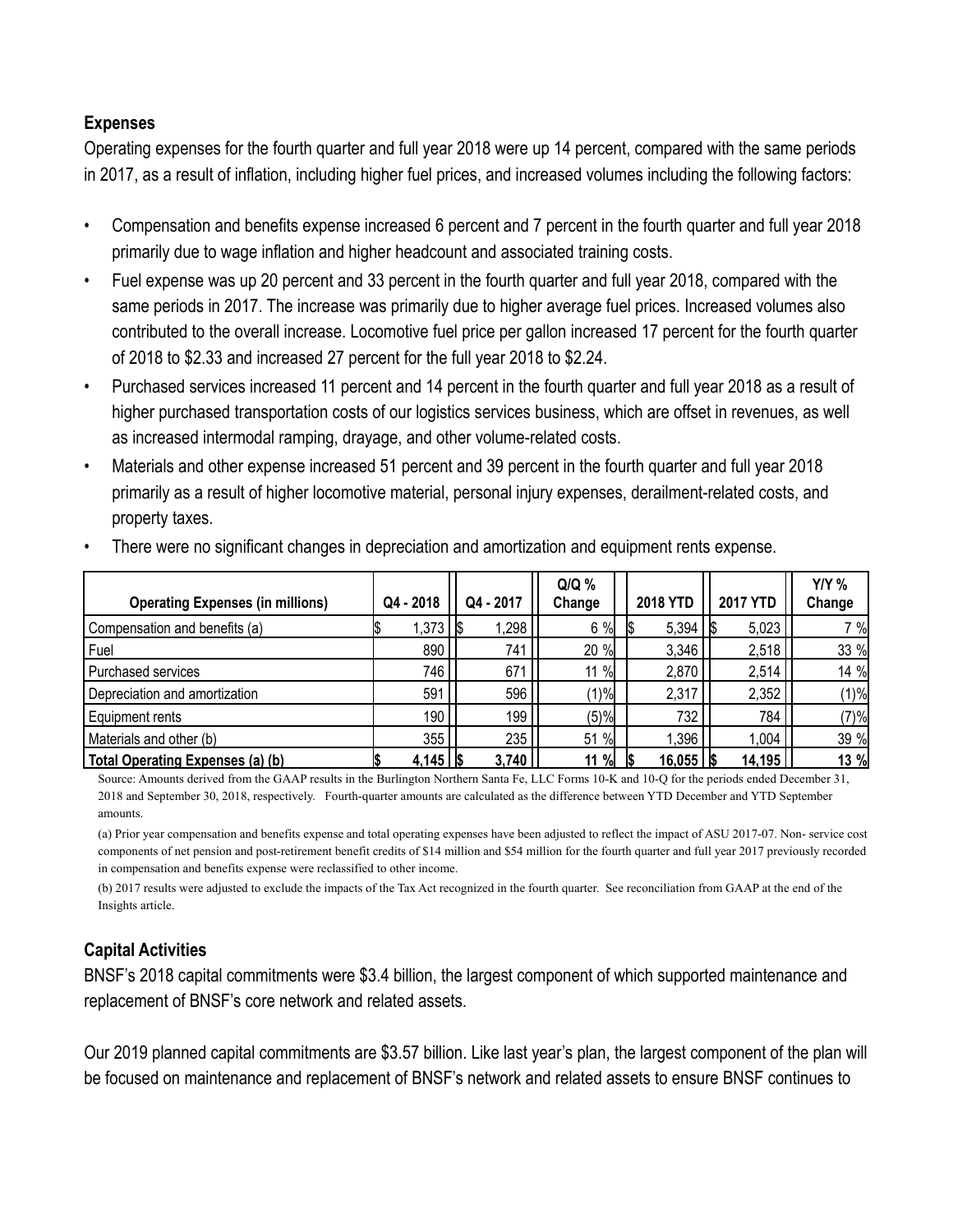### Expenses

Operating expenses for the fourth quarter and full year 2018 were up 14 percent, compared with the same periods in 2017, as a result of inflation, including higher fuel prices, and increased volumes including the following factors:

- Compensation and benefits expense increased 6 percent and 7 percent in the fourth quarter and full year 2018 primarily due to wage inflation and higher headcount and associated training costs.
- Fuel expense was up 20 percent and 33 percent in the fourth quarter and full year 2018, compared with the same periods in 2017. The increase was primarily due to higher average fuel prices. Increased volumes also contributed to the overall increase. Locomotive fuel price per gallon increased 17 percent for the fourth quarter of 2018 to $2.33 and increased 27 percent for the full year 2018 to $2.24.
- Purchased services increased 11 percent and 14 percent in the fourth quarter and full year 2018 as a result of higher purchased transportation costs of our logistics services business, which are offset in revenues, as well as increased intermodal ramping, drayage, and other volume-related costs.
- Materials and other expense increased 51 percent and 39 percent in the fourth quarter and full year 2018 primarily as a result of higher locomotive material, personal injury expenses, derailment-related costs, and property taxes.
- There were no significant changes in depreciation and amortization and equipment rents expense.

| Operating Expenses (in millions) | Q4 - 2018 | Q4 - 2017 | Q/Q % Change | 2018 YTD | 2017 YTD | Y/Y % Change |
|---|---|---|---|---|---|---|
| Compensation and benefits (a) | $ 1,373 | $ 1,298 | 6 % | $ 5,394 | $ 5,023 | 7 % |
| Fuel | 890 | 741 | 20 % | 3,346 | 2,518 | 33 % |
| Purchased services | 746 | 671 | 11 % | 2,870 | 2,514 | 14 % |
| Depreciation and amortization | 591 | 596 | (1)% | 2,317 | 2,352 | (1)% |
| Equipment rents | 190 | 199 | (5)% | 732 | 784 | (7)% |
| Materials and other (b) | 355 | 235 | 51 % | 1,396 | 1,004 | 39 % |
| **Total Operating Expenses (a) (b)** | **$ 4,145** | **$ 3,740** | **11 %** | **$ 16,055** | **$ 14,195** | **13 %** |

Source: Amounts derived from the GAAP results in the Burlington Northern Santa Fe, LLC Forms 10-K and 10-Q for the periods ended December 31, 2018 and September 30, 2018, respectively. Fourth-quarter amounts are calculated as the difference between YTD December and YTD September amounts.

(a) Prior year compensation and benefits expense and total operating expenses have been adjusted to reflect the impact of ASU 2017-07. Non- service cost components of net pension and post-retirement benefit credits of $14 million and $54 million for the fourth quarter and full year 2017 previously recorded in compensation and benefits expense were reclassified to other income.

(b) 2017 results were adjusted to exclude the impacts of the Tax Act recognized in the fourth quarter. See reconciliation from GAAP at the end of the Insights article.

### Capital Activities

BNSF's 2018 capital commitments were $3.4 billion, the largest component of which supported maintenance and replacement of BNSF's core network and related assets.

Our 2019 planned capital commitments are $3.57 billion. Like last year's plan, the largest component of the plan will be focused on maintenance and replacement of BNSF's network and related assets to ensure BNSF continues to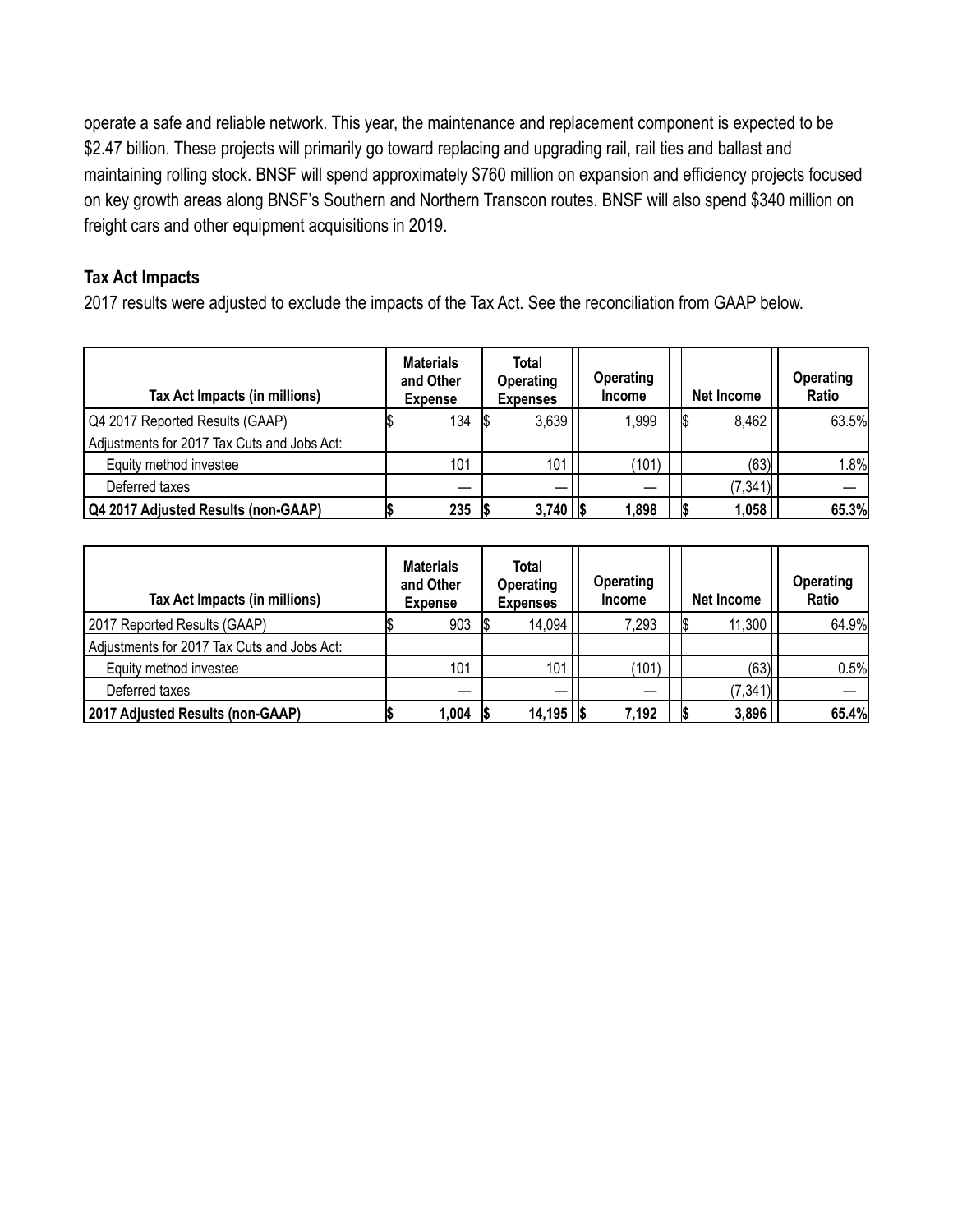operate a safe and reliable network. This year, the maintenance and replacement component is expected to be $2.47 billion. These projects will primarily go toward replacing and upgrading rail, rail ties and ballast and maintaining rolling stock. BNSF will spend approximately $760 million on expansion and efficiency projects focused on key growth areas along BNSF's Southern and Northern Transcon routes. BNSF will also spend $340 million on freight cars and other equipment acquisitions in 2019.

## Tax Act Impacts

2017 results were adjusted to exclude the impacts of the Tax Act. See the reconciliation from GAAP below.

| Tax Act Impacts (in millions) | Materials and Other Expense | Total Operating Expenses | Operating Income | Net Income | Operating Ratio |
|---|---|---|---|---|---|
| Q4 2017 Reported Results (GAAP) | $ 134 | $ 3,639 | 1,999 | $ 8,462 | 63.5% |
| Adjustments for 2017 Tax Cuts and Jobs Act: | | | | | |
| Equity method investee | 101 | 101 | (101) | (63) | 1.8% |
| Deferred taxes | — | — | — | (7,341) | — |
| **Q4 2017 Adjusted Results (non-GAAP)** | **$ 235** | **$ 3,740** | **$ 1,898** | **$ 1,058** | **65.3%** |

| Tax Act Impacts (in millions) | Materials and Other Expense | Total Operating Expenses | Operating Income | Net Income | Operating Ratio |
|---|---|---|---|---|---|
| 2017 Reported Results (GAAP) | $ 903 | $ 14,094 | 7,293 | $ 11,300 | 64.9% |
| Adjustments for 2017 Tax Cuts and Jobs Act: | | | | | |
| Equity method investee | 101 | 101 | (101) | (63) | 0.5% |
| Deferred taxes | — | — | — | (7,341) | — |
| **2017 Adjusted Results (non-GAAP)** | **$ 1,004** | **$ 14,195** | **$ 7,192** | **$ 3,896** | **65.4%** |